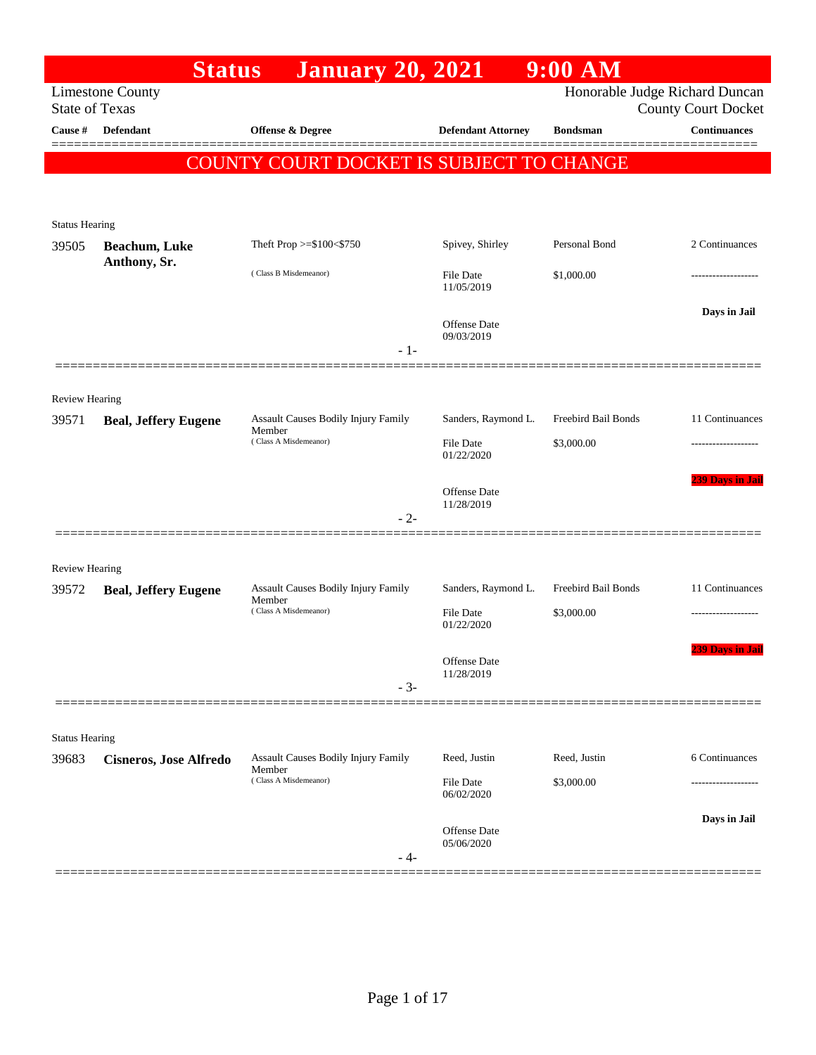# Status January 20, 2021 9:00 AM

Limestone County
State of Texas

Honorable Judge Richard Duncan
County Court Docket

| Cause # | Defendant | Offense & Degree | Defendant Attorney | Bondsman | Continuances |
|---|---|---|---|---|---|

**COUNTY COURT DOCKET IS SUBJECT TO CHANGE**

---

Status Hearing

| Cause # | Defendant | Offense & Degree | Defendant Attorney | Bondsman | Continuances |
|---|---|---|---|---|---|
| 39505 | **Beachum, Luke Anthony, Sr.** | Theft Prop >=$100<$750 (Class B Misdemeanor) | Spivey, Shirley | Personal Bond | 2 Continuances |
| | | | File Date 11/05/2019 | $1,000.00 | ------------------- |
| | | | Offense Date 09/03/2019 | | **Days in Jail** |

- 1-

---

Review Hearing

| Cause # | Defendant | Offense & Degree | Defendant Attorney | Bondsman | Continuances |
|---|---|---|---|---|---|
| 39571 | **Beal, Jeffery Eugene** | Assault Causes Bodily Injury Family Member (Class A Misdemeanor) | Sanders, Raymond L. | Freebird Bail Bonds | 11 Continuances |
| | | | File Date 01/22/2020 | $3,000.00 | ------------------- |
| | | | Offense Date 11/28/2019 | | **239 Days in Jail** |

- 2-

---

Review Hearing

| Cause # | Defendant | Offense & Degree | Defendant Attorney | Bondsman | Continuances |
|---|---|---|---|---|---|
| 39572 | **Beal, Jeffery Eugene** | Assault Causes Bodily Injury Family Member (Class A Misdemeanor) | Sanders, Raymond L. | Freebird Bail Bonds | 11 Continuances |
| | | | File Date 01/22/2020 | $3,000.00 | ------------------- |
| | | | Offense Date 11/28/2019 | | **239 Days in Jail** |

- 3-

---

Status Hearing

| Cause # | Defendant | Offense & Degree | Defendant Attorney | Bondsman | Continuances |
|---|---|---|---|---|---|
| 39683 | **Cisneros, Jose Alfredo** | Assault Causes Bodily Injury Family Member (Class A Misdemeanor) | Reed, Justin | Reed, Justin | 6 Continuances |
| | | | File Date 06/02/2020 | $3,000.00 | ------------------- |
| | | | Offense Date 05/06/2020 | | **Days in Jail** |

- 4-

---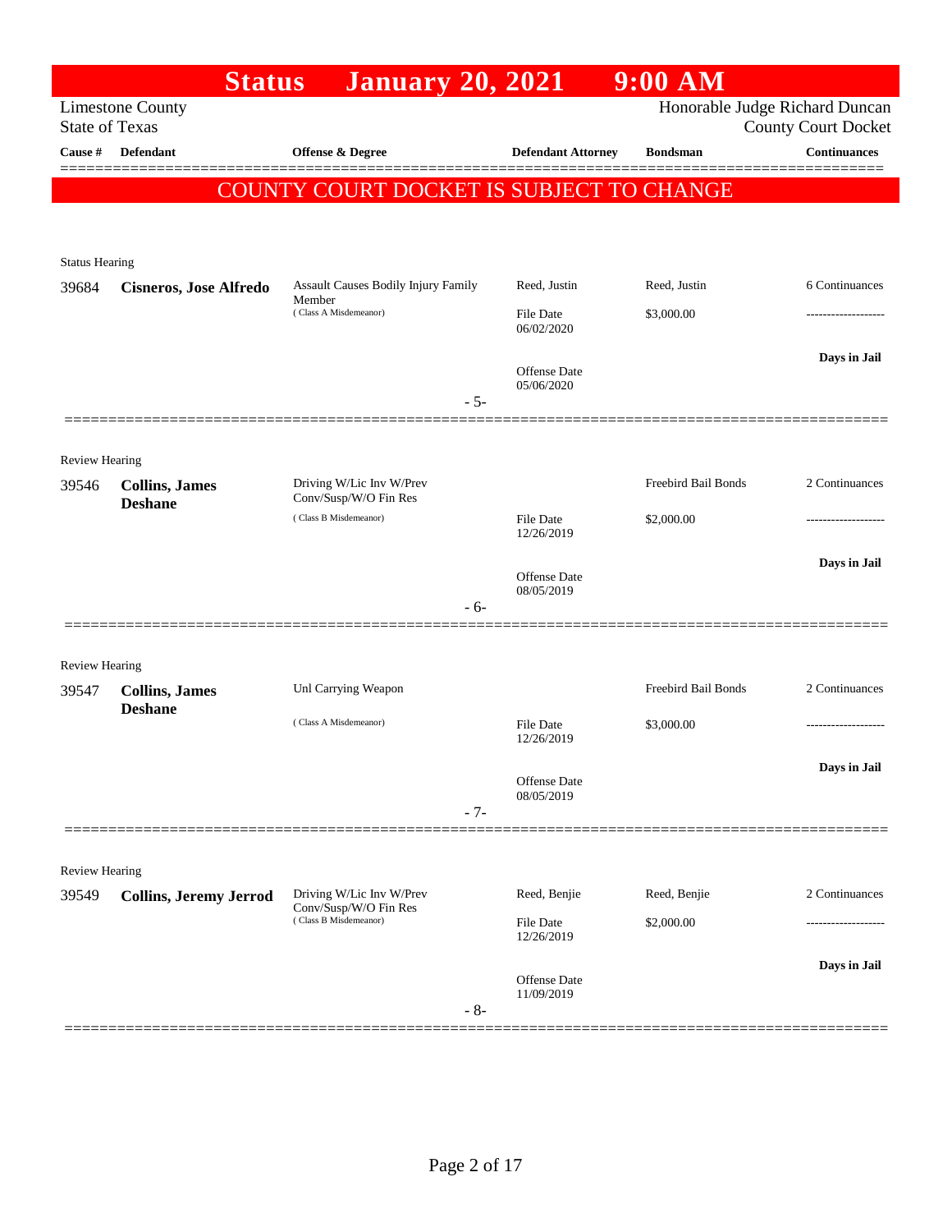# Status January 20, 2021 9:00 AM

Limestone County
State of Texas

Honorable Judge Richard Duncan
County Court Docket

| Cause # | Defendant | Offense & Degree | Defendant Attorney | Bondsman | Continuances |
|---|---|---|---|---|---|

**COUNTY COURT DOCKET IS SUBJECT TO CHANGE**

Status Hearing

| Cause # | Defendant | Offense & Degree | Defendant Attorney | Bondsman | Continuances |
|---|---|---|---|---|---|
| 39684 | **Cisneros, Jose Alfredo** | Assault Causes Bodily Injury Family Member (Class A Misdemeanor) | Reed, Justin | Reed, Justin | 6 Continuances |
| | | | File Date 06/02/2020 | $3,000.00 | ------------------- |
| | | | Offense Date 05/06/2020 | | **Days in Jail** |

- 5-

Review Hearing

| Cause # | Defendant | Offense & Degree | Defendant Attorney | Bondsman | Continuances |
|---|---|---|---|---|---|
| 39546 | **Collins, James Deshane** | Driving W/Lic Inv W/Prev Conv/Susp/W/O Fin Res (Class B Misdemeanor) | | Freebird Bail Bonds | 2 Continuances |
| | | | File Date 12/26/2019 | $2,000.00 | ------------------- |
| | | | Offense Date 08/05/2019 | | **Days in Jail** |

- 6-

Review Hearing

| Cause # | Defendant | Offense & Degree | Defendant Attorney | Bondsman | Continuances |
|---|---|---|---|---|---|
| 39547 | **Collins, James Deshane** | Unl Carrying Weapon (Class A Misdemeanor) | | Freebird Bail Bonds | 2 Continuances |
| | | | File Date 12/26/2019 | $3,000.00 | ------------------- |
| | | | Offense Date 08/05/2019 | | **Days in Jail** |

- 7-

Review Hearing

| Cause # | Defendant | Offense & Degree | Defendant Attorney | Bondsman | Continuances |
|---|---|---|---|---|---|
| 39549 | **Collins, Jeremy Jerrod** | Driving W/Lic Inv W/Prev Conv/Susp/W/O Fin Res (Class B Misdemeanor) | Reed, Benjie | Reed, Benjie | 2 Continuances |
| | | | File Date 12/26/2019 | $2,000.00 | ------------------- |
| | | | Offense Date 11/09/2019 | | **Days in Jail** |

- 8-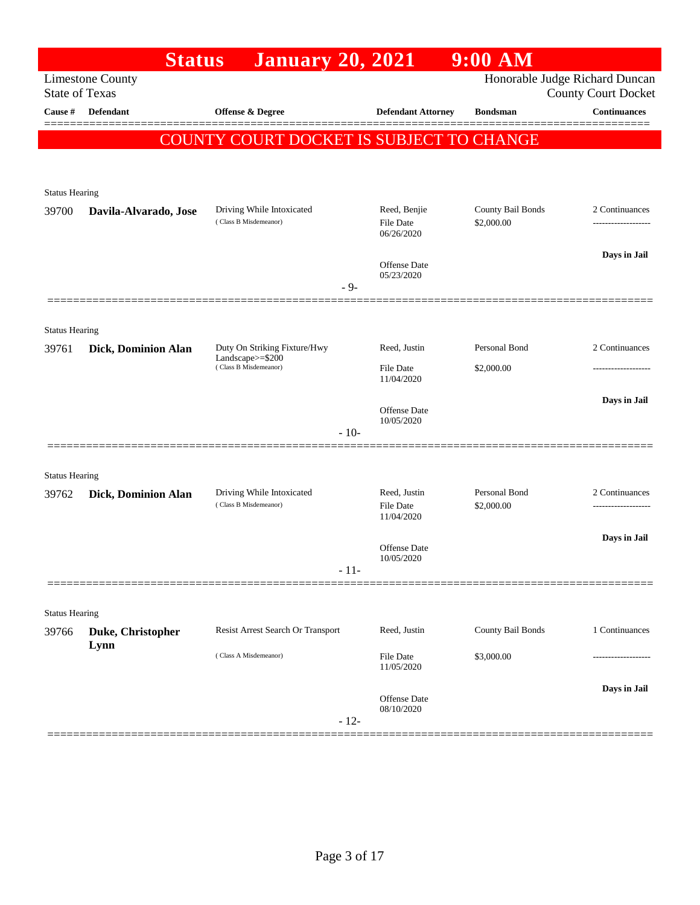# Status January 20, 2021 9:00 AM

Limestone County
State of Texas

Honorable Judge Richard Duncan
County Court Docket

| Cause # | Defendant | Offense & Degree | Defendant Attorney | Bondsman | Continuances |
|---|---|---|---|---|---|

**COUNTY COURT DOCKET IS SUBJECT TO CHANGE**

Status Hearing

| Cause # | Defendant | Offense & Degree | Defendant Attorney | Bondsman | Continuances |
|---|---|---|---|---|---|
| 39700 | **Davila-Alvarado, Jose** | Driving While Intoxicated (Class B Misdemeanor) | Reed, Benjie<br>File Date 06/26/2020<br>Offense Date 05/23/2020 | County Bail Bonds<br>$2,000.00 | 2 Continuances<br>-------------------<br>**Days in Jail** |

- 9-

Status Hearing

| Cause # | Defendant | Offense & Degree | Defendant Attorney | Bondsman | Continuances |
|---|---|---|---|---|---|
| 39761 | **Dick, Dominion Alan** | Duty On Striking Fixture/Hwy Landscape>=$200 (Class B Misdemeanor) | Reed, Justin<br>File Date 11/04/2020<br>Offense Date 10/05/2020 | Personal Bond<br>$2,000.00 | 2 Continuances<br>-------------------<br>**Days in Jail** |

- 10-

Status Hearing

| Cause # | Defendant | Offense & Degree | Defendant Attorney | Bondsman | Continuances |
|---|---|---|---|---|---|
| 39762 | **Dick, Dominion Alan** | Driving While Intoxicated (Class B Misdemeanor) | Reed, Justin<br>File Date 11/04/2020<br>Offense Date 10/05/2020 | Personal Bond<br>$2,000.00 | 2 Continuances<br>-------------------<br>**Days in Jail** |

- 11-

Status Hearing

| Cause # | Defendant | Offense & Degree | Defendant Attorney | Bondsman | Continuances |
|---|---|---|---|---|---|
| 39766 | **Duke, Christopher Lynn** | Resist Arrest Search Or Transport (Class A Misdemeanor) | Reed, Justin<br>File Date 11/05/2020<br>Offense Date 08/10/2020 | County Bail Bonds<br>$3,000.00 | 1 Continuances<br>-------------------<br>**Days in Jail** |

- 12-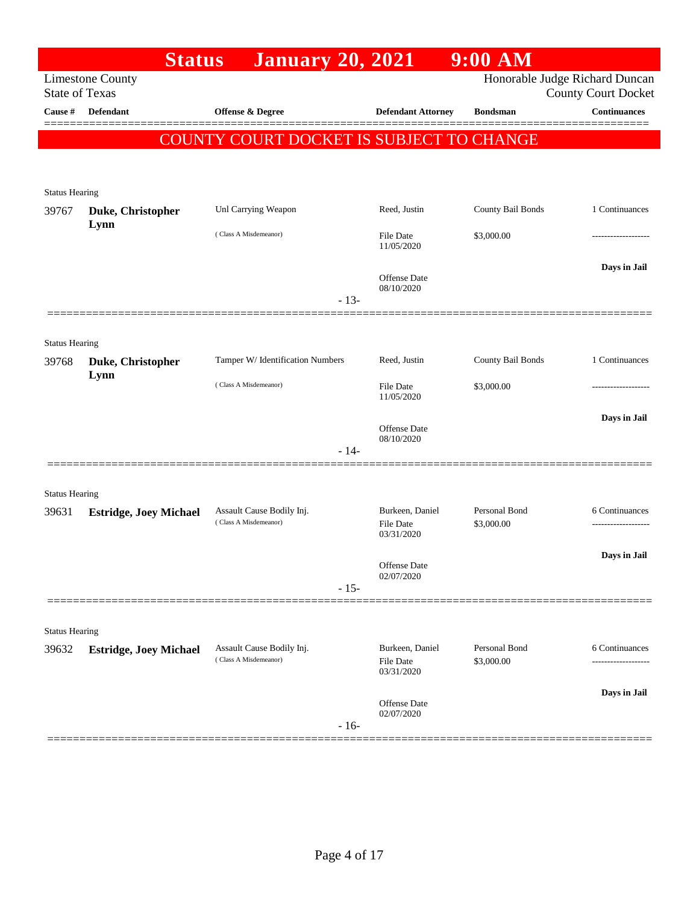# Status January 20, 2021 9:00 AM

Limestone County
State of Texas

Honorable Judge Richard Duncan
County Court Docket

| Cause # | Defendant | Offense & Degree | Defendant Attorney | Bondsman | Continuances |
|---|---|---|---|---|---|

**COUNTY COURT DOCKET IS SUBJECT TO CHANGE**

---

Status Hearing

| Cause # | Defendant | Offense & Degree | Defendant Attorney | Bondsman | Continuances |
|---|---|---|---|---|---|
| 39767 | **Duke, Christopher Lynn** | Unl Carrying Weapon (Class A Misdemeanor) | Reed, Justin<br>File Date 11/05/2020<br>Offense Date 08/10/2020 | County Bail Bonds<br>$3,000.00 | 1 Continuances<br>-------------------<br>**Days in Jail** |

- 13-

---

Status Hearing

| Cause # | Defendant | Offense & Degree | Defendant Attorney | Bondsman | Continuances |
|---|---|---|---|---|---|
| 39768 | **Duke, Christopher Lynn** | Tamper W/ Identification Numbers (Class A Misdemeanor) | Reed, Justin<br>File Date 11/05/2020<br>Offense Date 08/10/2020 | County Bail Bonds<br>$3,000.00 | 1 Continuances<br>-------------------<br>**Days in Jail** |

- 14-

---

Status Hearing

| Cause # | Defendant | Offense & Degree | Defendant Attorney | Bondsman | Continuances |
|---|---|---|---|---|---|
| 39631 | **Estridge, Joey Michael** | Assault Cause Bodily Inj. (Class A Misdemeanor) | Burkeen, Daniel<br>File Date 03/31/2020<br>Offense Date 02/07/2020 | Personal Bond<br>$3,000.00 | 6 Continuances<br>-------------------<br>**Days in Jail** |

- 15-

---

Status Hearing

| Cause # | Defendant | Offense & Degree | Defendant Attorney | Bondsman | Continuances |
|---|---|---|---|---|---|
| 39632 | **Estridge, Joey Michael** | Assault Cause Bodily Inj. (Class A Misdemeanor) | Burkeen, Daniel<br>File Date 03/31/2020<br>Offense Date 02/07/2020 | Personal Bond<br>$3,000.00 | 6 Continuances<br>-------------------<br>**Days in Jail** |

- 16-

---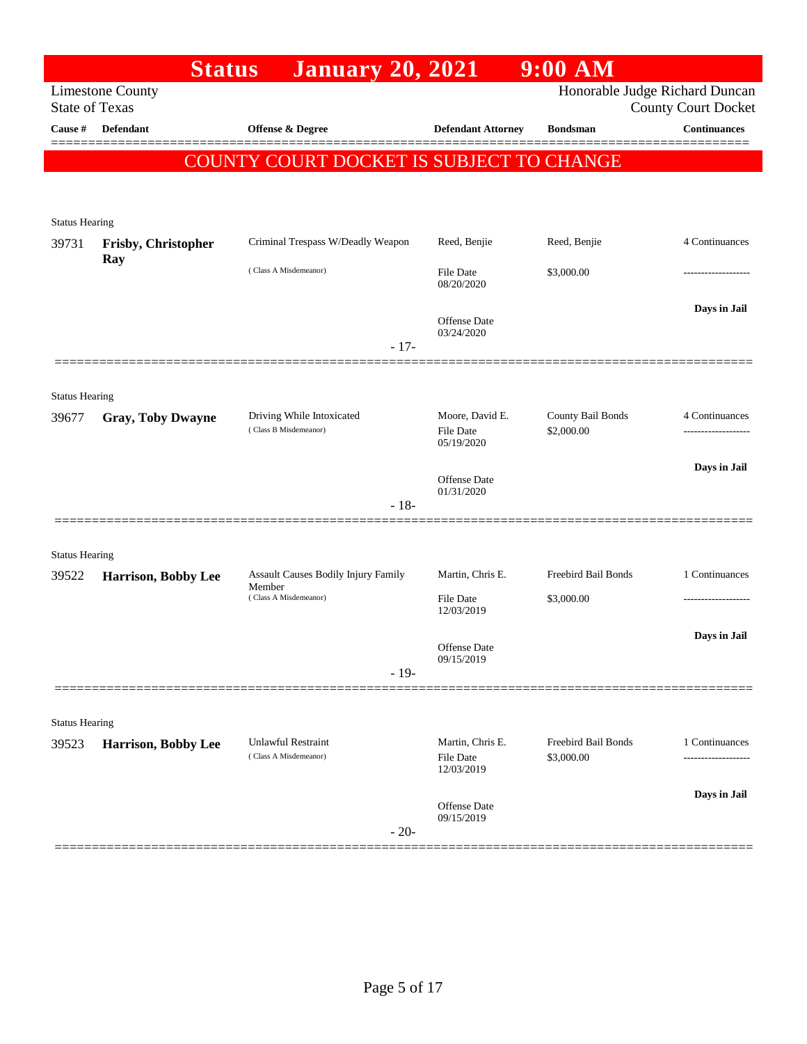# Status January 20, 2021 9:00 AM

Limestone County
State of Texas

Honorable Judge Richard Duncan
County Court Docket

**COUNTY COURT DOCKET IS SUBJECT TO CHANGE**

| Cause # | Defendant | Offense & Degree | Defendant Attorney | Bondsman | Continuances |
|---|---|---|---|---|---|
| Status Hearing | | | | | |
| 39731 | **Frisby, Christopher Ray** | Criminal Trespass W/Deadly Weapon (Class A Misdemeanor) | Reed, Benjie<br>File Date 08/20/2020<br>Offense Date 03/24/2020 | Reed, Benjie<br>$3,000.00 | 4 Continuances<br>-------------------<br>**Days in Jail** |
| | | - 17- | | | |
| Status Hearing | | | | | |
| 39677 | **Gray, Toby Dwayne** | Driving While Intoxicated (Class B Misdemeanor) | Moore, David E.<br>File Date 05/19/2020<br>Offense Date 01/31/2020 | County Bail Bonds<br>$2,000.00 | 4 Continuances<br>-------------------<br>**Days in Jail** |
| | | - 18- | | | |
| Status Hearing | | | | | |
| 39522 | **Harrison, Bobby Lee** | Assault Causes Bodily Injury Family Member (Class A Misdemeanor) | Martin, Chris E.<br>File Date 12/03/2019<br>Offense Date 09/15/2019 | Freebird Bail Bonds<br>$3,000.00 | 1 Continuances<br>-------------------<br>**Days in Jail** |
| | | - 19- | | | |
| Status Hearing | | | | | |
| 39523 | **Harrison, Bobby Lee** | Unlawful Restraint (Class A Misdemeanor) | Martin, Chris E.<br>File Date 12/03/2019<br>Offense Date 09/15/2019 | Freebird Bail Bonds<br>$3,000.00 | 1 Continuances<br>-------------------<br>**Days in Jail** |
| | | - 20- | | | |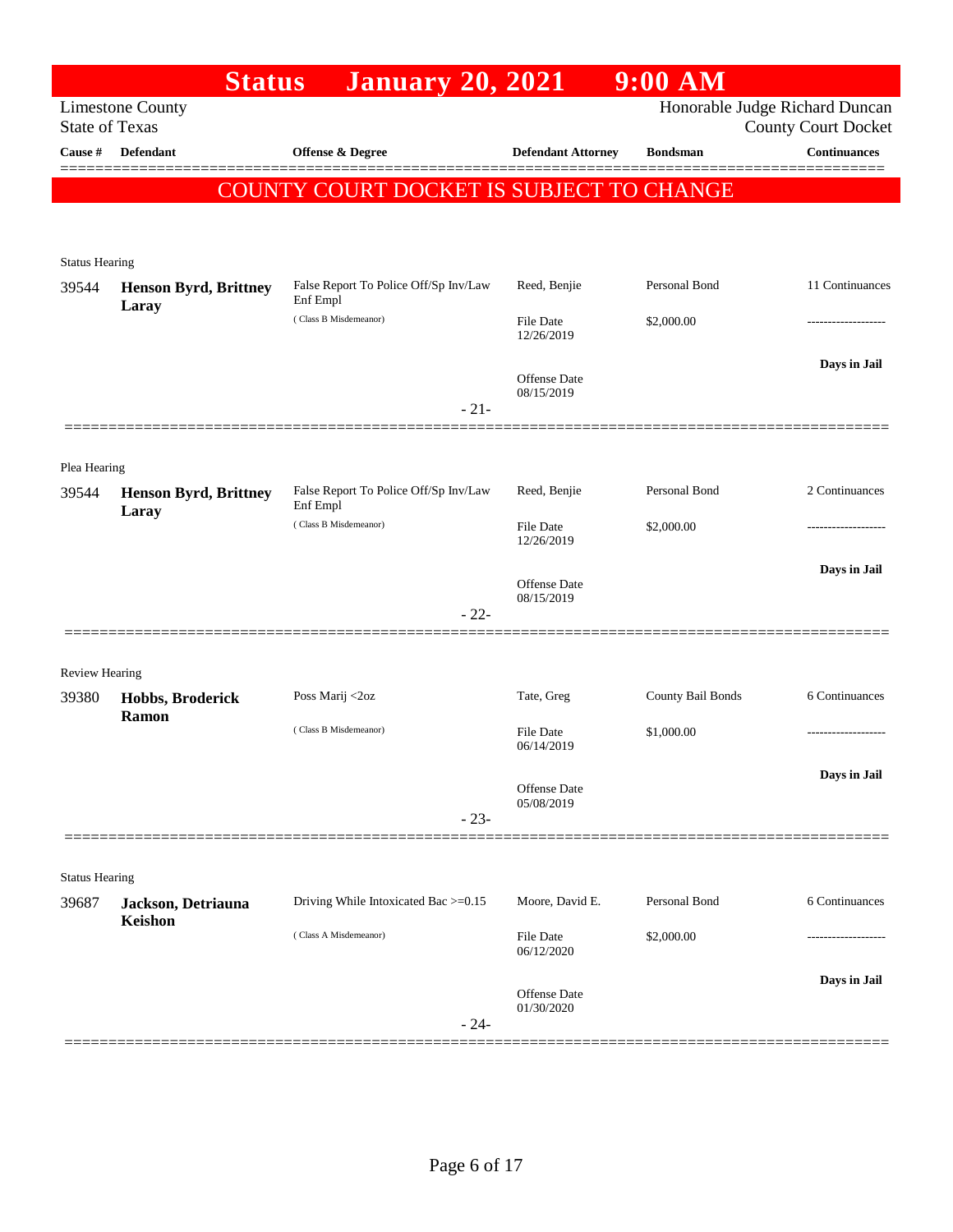# Status January 20, 2021 9:00 AM

Limestone County
State of Texas

Honorable Judge Richard Duncan
County Court Docket

| Cause # | Defendant | Offense & Degree | Defendant Attorney | Bondsman | Continuances |
|---|---|---|---|---|---|

COUNTY COURT DOCKET IS SUBJECT TO CHANGE

---

Status Hearing

| Cause # | Defendant | Offense & Degree | Defendant Attorney | Bondsman | Continuances |
|---|---|---|---|---|---|
| 39544 | **Henson Byrd, Brittney Laray** | False Report To Police Off/Sp Inv/Law Enf Empl (Class B Misdemeanor) | Reed, Benjie | Personal Bond | 11 Continuances |
| | | | File Date 12/26/2019 | $2,000.00 | ------------------- |
| | | | Offense Date 08/15/2019 | | Days in Jail |

- 21-

---

Plea Hearing

| Cause # | Defendant | Offense & Degree | Defendant Attorney | Bondsman | Continuances |
|---|---|---|---|---|---|
| 39544 | **Henson Byrd, Brittney Laray** | False Report To Police Off/Sp Inv/Law Enf Empl (Class B Misdemeanor) | Reed, Benjie | Personal Bond | 2 Continuances |
| | | | File Date 12/26/2019 | $2,000.00 | ------------------- |
| | | | Offense Date 08/15/2019 | | Days in Jail |

- 22-

---

Review Hearing

| Cause # | Defendant | Offense & Degree | Defendant Attorney | Bondsman | Continuances |
|---|---|---|---|---|---|
| 39380 | **Hobbs, Broderick Ramon** | Poss Marij <2oz (Class B Misdemeanor) | Tate, Greg | County Bail Bonds | 6 Continuances |
| | | | File Date 06/14/2019 | $1,000.00 | ------------------- |
| | | | Offense Date 05/08/2019 | | Days in Jail |

- 23-

---

Status Hearing

| Cause # | Defendant | Offense & Degree | Defendant Attorney | Bondsman | Continuances |
|---|---|---|---|---|---|
| 39687 | **Jackson, Detriauna Keishon** | Driving While Intoxicated Bac >=0.15 (Class A Misdemeanor) | Moore, David E. | Personal Bond | 6 Continuances |
| | | | File Date 06/12/2020 | $2,000.00 | ------------------- |
| | | | Offense Date 01/30/2020 | | Days in Jail |

- 24-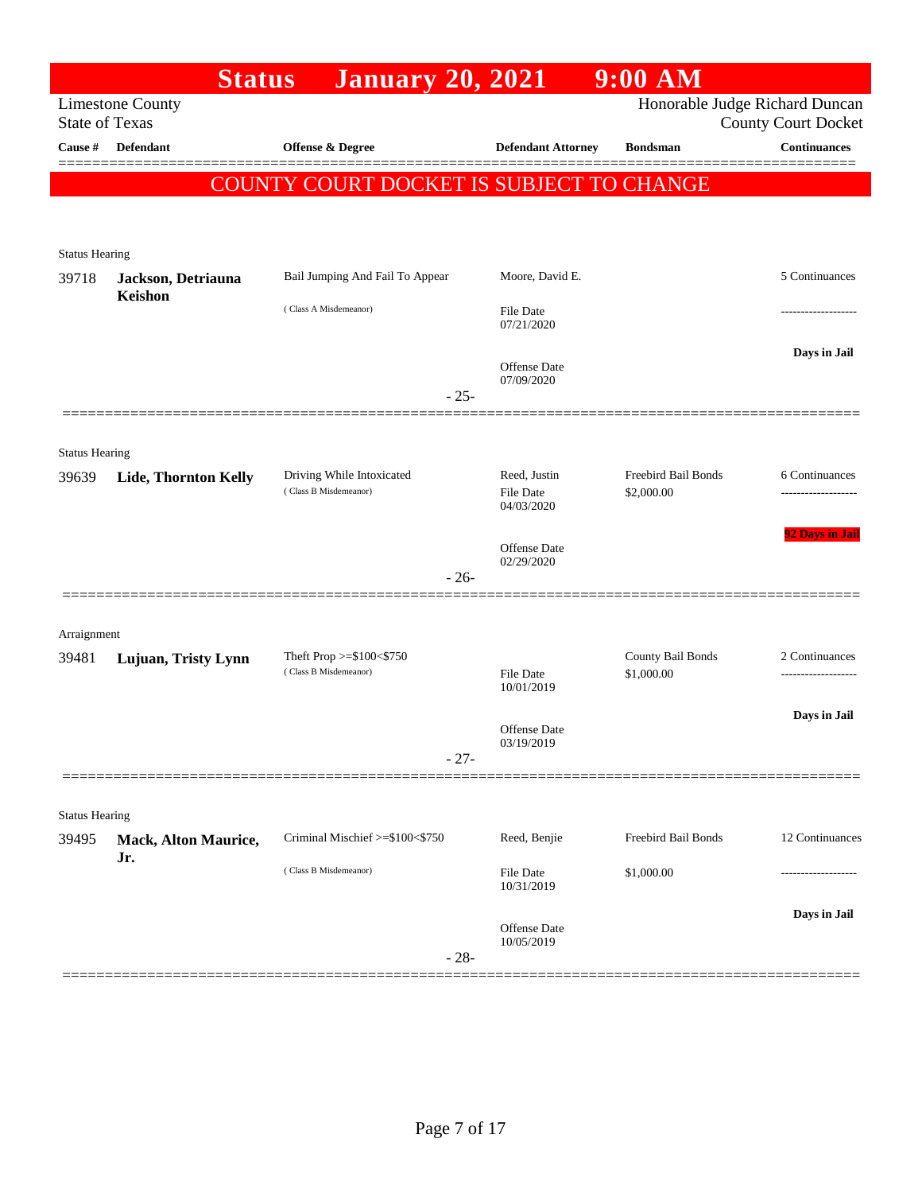# Status January 20, 2021 9:00 AM

Limestone County
State of Texas

Honorable Judge Richard Duncan
County Court Docket

**COUNTY COURT DOCKET IS SUBJECT TO CHANGE**

| Cause # | Defendant | Offense & Degree | Defendant Attorney | Bondsman | Continuances |
|---|---|---|---|---|---|
| Status Hearing | | | | | |
| 39718 | **Jackson, Detriauna Keishon** | Bail Jumping And Fail To Appear (Class A Misdemeanor) | Moore, David E. File Date 07/21/2020 Offense Date 07/09/2020 | | 5 Continuances ------------------- **Days in Jail** |
| | | - 25- | | | |
| Status Hearing | | | | | |
| 39639 | **Lide, Thornton Kelly** | Driving While Intoxicated (Class B Misdemeanor) | Reed, Justin File Date 04/03/2020 Offense Date 02/29/2020 | Freebird Bail Bonds $2,000.00 | 6 Continuances ------------------- **92 Days in Jail** |
| | | - 26- | | | |
| Arraignment | | | | | |
| 39481 | **Lujuan, Tristy Lynn** | Theft Prop >=$100<$750 (Class B Misdemeanor) | File Date 10/01/2019 Offense Date 03/19/2019 | County Bail Bonds $1,000.00 | 2 Continuances ------------------- **Days in Jail** |
| | | - 27- | | | |
| Status Hearing | | | | | |
| 39495 | **Mack, Alton Maurice, Jr.** | Criminal Mischief >=$100<$750 (Class B Misdemeanor) | Reed, Benjie File Date 10/31/2019 Offense Date 10/05/2019 | Freebird Bail Bonds $1,000.00 | 12 Continuances ------------------- **Days in Jail** |
| | | - 28- | | | |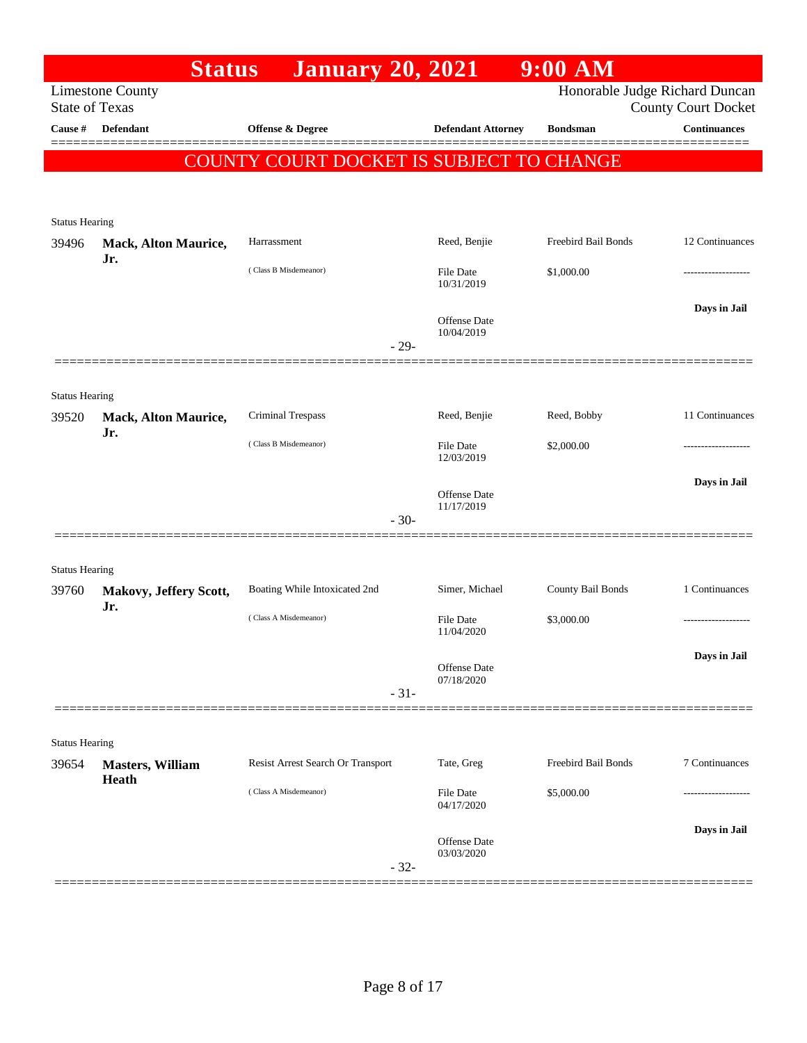# Status January 20, 2021 9:00 AM

Limestone County
State of Texas

Honorable Judge Richard Duncan
County Court Docket

**COUNTY COURT DOCKET IS SUBJECT TO CHANGE**

| Cause # | Defendant | Offense & Degree | Defendant Attorney | Bondsman | Continuances |
|---|---|---|---|---|---|
| Status Hearing | | | | | |
| 39496 | **Mack, Alton Maurice, Jr.** | Harrassment (Class B Misdemeanor) | Reed, Benjie<br>File Date 10/31/2019<br>Offense Date 10/04/2019 | Freebird Bail Bonds<br>$1,000.00 | 12 Continuances<br>-------------------<br>**Days in Jail** |
| | | - 29- | | | |
| Status Hearing | | | | | |
| 39520 | **Mack, Alton Maurice, Jr.** | Criminal Trespass (Class B Misdemeanor) | Reed, Benjie<br>File Date 12/03/2019<br>Offense Date 11/17/2019 | Reed, Bobby<br>$2,000.00 | 11 Continuances<br>-------------------<br>**Days in Jail** |
| | | - 30- | | | |
| Status Hearing | | | | | |
| 39760 | **Makovy, Jeffery Scott, Jr.** | Boating While Intoxicated 2nd (Class A Misdemeanor) | Simer, Michael<br>File Date 11/04/2020<br>Offense Date 07/18/2020 | County Bail Bonds<br>$3,000.00 | 1 Continuances<br>-------------------<br>**Days in Jail** |
| | | - 31- | | | |
| Status Hearing | | | | | |
| 39654 | **Masters, William Heath** | Resist Arrest Search Or Transport (Class A Misdemeanor) | Tate, Greg<br>File Date 04/17/2020<br>Offense Date 03/03/2020 | Freebird Bail Bonds<br>$5,000.00 | 7 Continuances<br>-------------------<br>**Days in Jail** |
| | | - 32- | | | |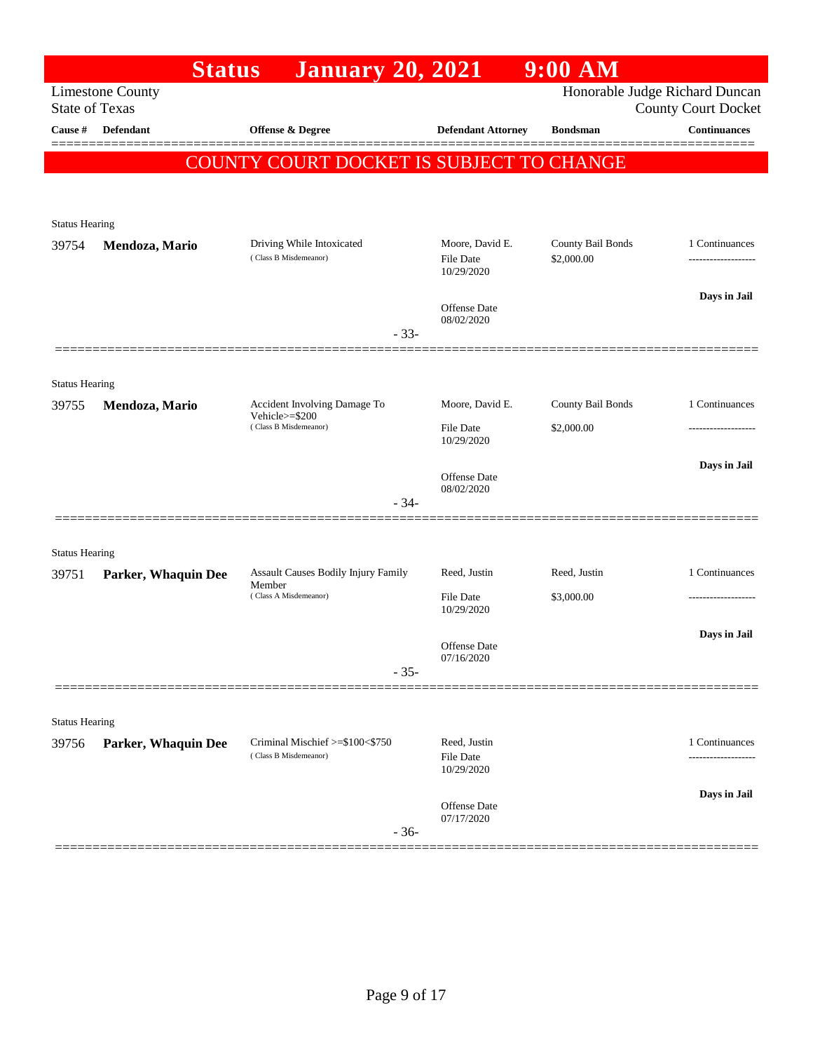# Status January 20, 2021 9:00 AM

Limestone County
State of Texas

Honorable Judge Richard Duncan
County Court Docket

| Cause # | Defendant | Offense & Degree | Defendant Attorney | Bondsman | Continuances |
|---|---|---|---|---|---|

**COUNTY COURT DOCKET IS SUBJECT TO CHANGE**

---

Status Hearing

| Cause # | Defendant | Offense & Degree | Defendant Attorney | Bondsman | Continuances |
|---|---|---|---|---|---|
| 39754 | **Mendoza, Mario** | Driving While Intoxicated (Class B Misdemeanor) | Moore, David E. File Date 10/29/2020 Offense Date 08/02/2020 | County Bail Bonds $2,000.00 | 1 Continuances Days in Jail |

- 33-

---

Status Hearing

| Cause # | Defendant | Offense & Degree | Defendant Attorney | Bondsman | Continuances |
|---|---|---|---|---|---|
| 39755 | **Mendoza, Mario** | Accident Involving Damage To Vehicle>=$200 (Class B Misdemeanor) | Moore, David E. File Date 10/29/2020 Offense Date 08/02/2020 | County Bail Bonds $2,000.00 | 1 Continuances Days in Jail |

- 34-

---

Status Hearing

| Cause # | Defendant | Offense & Degree | Defendant Attorney | Bondsman | Continuances |
|---|---|---|---|---|---|
| 39751 | **Parker, Whaquin Dee** | Assault Causes Bodily Injury Family Member (Class A Misdemeanor) | Reed, Justin File Date 10/29/2020 Offense Date 07/16/2020 | Reed, Justin $3,000.00 | 1 Continuances Days in Jail |

- 35-

---

Status Hearing

| Cause # | Defendant | Offense & Degree | Defendant Attorney | Bondsman | Continuances |
|---|---|---|---|---|---|
| 39756 | **Parker, Whaquin Dee** | Criminal Mischief >=$100<$750 (Class B Misdemeanor) | Reed, Justin File Date 10/29/2020 Offense Date 07/17/2020 | | 1 Continuances Days in Jail |

- 36-

---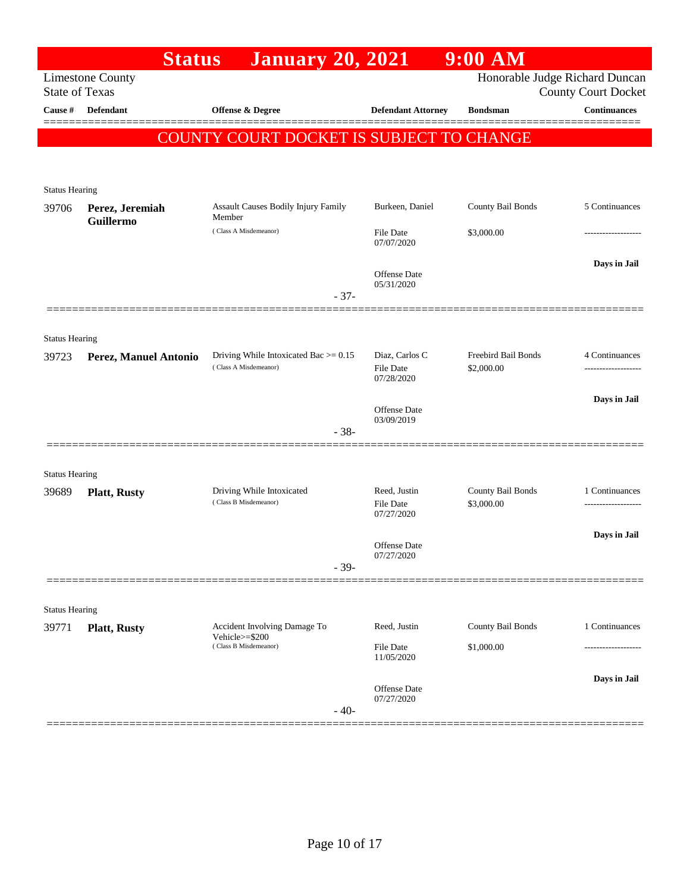# Status January 20, 2021 9:00 AM

Limestone County
State of Texas

Honorable Judge Richard Duncan
County Court Docket

| Cause # | Defendant | Offense & Degree | Defendant Attorney | Bondsman | Continuances |
|---|---|---|---|---|---|

**COUNTY COURT DOCKET IS SUBJECT TO CHANGE**

---

Status Hearing

| Cause # | Defendant | Offense & Degree | Defendant Attorney | Bondsman | Continuances |
|---|---|---|---|---|---|
| 39706 | **Perez, Jeremiah Guillermo** | Assault Causes Bodily Injury Family Member (Class A Misdemeanor) | Burkeen, Daniel | County Bail Bonds | 5 Continuances |
| | | | File Date 07/07/2020 | $3,000.00 | ------------------- |
| | | | Offense Date 05/31/2020 | | **Days in Jail** |

- 37-

---

Status Hearing

| Cause # | Defendant | Offense & Degree | Defendant Attorney | Bondsman | Continuances |
|---|---|---|---|---|---|
| 39723 | **Perez, Manuel Antonio** | Driving While Intoxicated Bac >= 0.15 (Class A Misdemeanor) | Diaz, Carlos C | Freebird Bail Bonds | 4 Continuances |
| | | | File Date 07/28/2020 | $2,000.00 | ------------------- |
| | | | Offense Date 03/09/2019 | | **Days in Jail** |

- 38-

---

Status Hearing

| Cause # | Defendant | Offense & Degree | Defendant Attorney | Bondsman | Continuances |
|---|---|---|---|---|---|
| 39689 | **Platt, Rusty** | Driving While Intoxicated (Class B Misdemeanor) | Reed, Justin | County Bail Bonds | 1 Continuances |
| | | | File Date 07/27/2020 | $3,000.00 | ------------------- |
| | | | Offense Date 07/27/2020 | | **Days in Jail** |

- 39-

---

Status Hearing

| Cause # | Defendant | Offense & Degree | Defendant Attorney | Bondsman | Continuances |
|---|---|---|---|---|---|
| 39771 | **Platt, Rusty** | Accident Involving Damage To Vehicle>=$200 (Class B Misdemeanor) | Reed, Justin | County Bail Bonds | 1 Continuances |
| | | | File Date 11/05/2020 | $1,000.00 | ------------------- |
| | | | Offense Date 07/27/2020 | | **Days in Jail** |

- 40-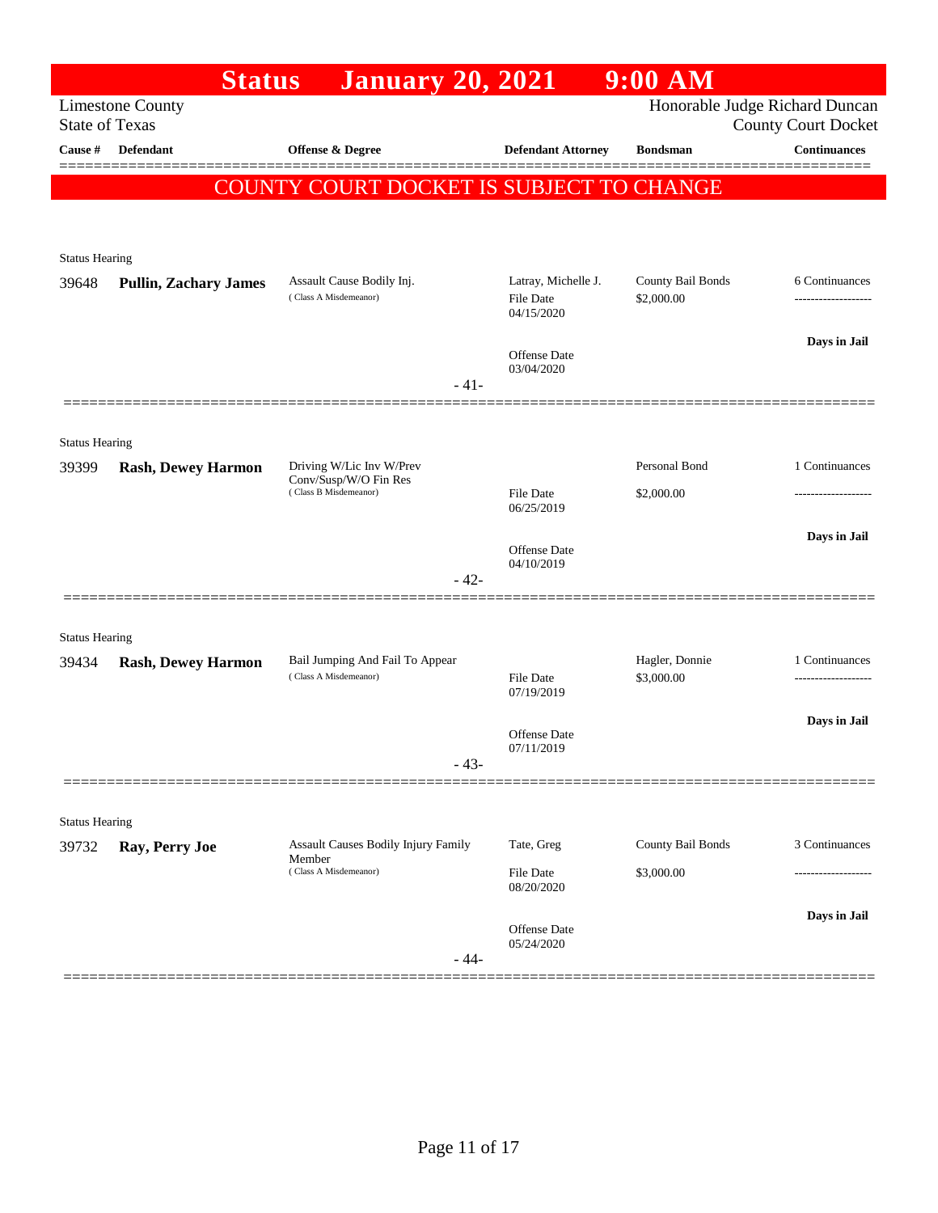# Status January 20, 2021 9:00 AM

Limestone County
State of Texas

Honorable Judge Richard Duncan
County Court Docket

| Cause # | Defendant | Offense & Degree | Defendant Attorney | Bondsman | Continuances |
|---|---|---|---|---|---|

## COUNTY COURT DOCKET IS SUBJECT TO CHANGE

Status Hearing

| Cause # | Defendant | Offense & Degree | Defendant Attorney | Bondsman | Continuances |
|---|---|---|---|---|---|
| 39648 | **Pullin, Zachary James** | Assault Cause Bodily Inj. (Class A Misdemeanor) | Latray, Michelle J. | County Bail Bonds | 6 Continuances |
| | | | File Date 04/15/2020 | $2,000.00 | ------------------- |
| | | | Offense Date 03/04/2020 | | **Days in Jail** |

- 41-

Status Hearing

| Cause # | Defendant | Offense & Degree | Defendant Attorney | Bondsman | Continuances |
|---|---|---|---|---|---|
| 39399 | **Rash, Dewey Harmon** | Driving W/Lic Inv W/Prev Conv/Susp/W/O Fin Res (Class B Misdemeanor) | | Personal Bond | 1 Continuances |
| | | | File Date 06/25/2019 | $2,000.00 | ------------------- |
| | | | Offense Date 04/10/2019 | | **Days in Jail** |

- 42-

Status Hearing

| Cause # | Defendant | Offense & Degree | Defendant Attorney | Bondsman | Continuances |
|---|---|---|---|---|---|
| 39434 | **Rash, Dewey Harmon** | Bail Jumping And Fail To Appear (Class A Misdemeanor) | | Hagler, Donnie | 1 Continuances |
| | | | File Date 07/19/2019 | $3,000.00 | ------------------- |
| | | | Offense Date 07/11/2019 | | **Days in Jail** |

- 43-

Status Hearing

| Cause # | Defendant | Offense & Degree | Defendant Attorney | Bondsman | Continuances |
|---|---|---|---|---|---|
| 39732 | **Ray, Perry Joe** | Assault Causes Bodily Injury Family Member (Class A Misdemeanor) | Tate, Greg | County Bail Bonds | 3 Continuances |
| | | | File Date 08/20/2020 | $3,000.00 | ------------------- |
| | | | Offense Date 05/24/2020 | | **Days in Jail** |

- 44-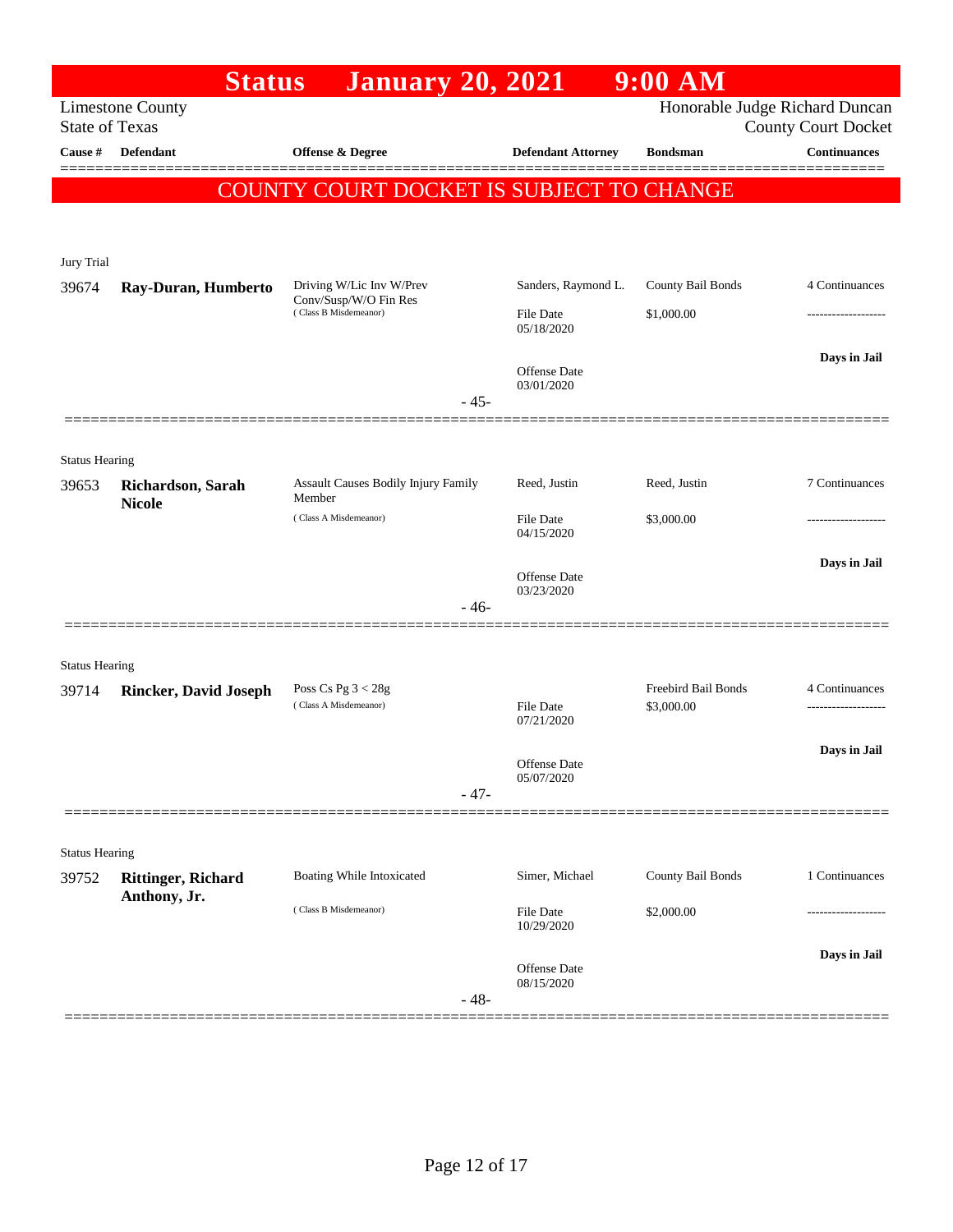# Status January 20, 2021 9:00 AM

Limestone County
State of Texas

Honorable Judge Richard Duncan
County Court Docket

**COUNTY COURT DOCKET IS SUBJECT TO CHANGE**

| Cause # | Defendant | Offense & Degree | Defendant Attorney | Bondsman | Continuances |
|---|---|---|---|---|---|
| **Jury Trial** | | | | | |
| 39674 | **Ray-Duran, Humberto** | Driving W/Lic Inv W/Prev Conv/Susp/W/O Fin Res (Class B Misdemeanor) | Sanders, Raymond L. | County Bail Bonds | 4 Continuances |
| | | | File Date 05/18/2020 | $1,000.00 | ------------------- |
| | | | Offense Date 03/01/2020 | | **Days in Jail** |
| | | - 45- | | | |
| **Status Hearing** | | | | | |
| 39653 | **Richardson, Sarah Nicole** | Assault Causes Bodily Injury Family Member (Class A Misdemeanor) | Reed, Justin | Reed, Justin | 7 Continuances |
| | | | File Date 04/15/2020 | $3,000.00 | ------------------- |
| | | | Offense Date 03/23/2020 | | **Days in Jail** |
| | | - 46- | | | |
| **Status Hearing** | | | | | |
| 39714 | **Rincker, David Joseph** | Poss Cs Pg 3 < 28g (Class A Misdemeanor) | | Freebird Bail Bonds | 4 Continuances |
| | | | File Date 07/21/2020 | $3,000.00 | ------------------- |
| | | | Offense Date 05/07/2020 | | **Days in Jail** |
| | | - 47- | | | |
| **Status Hearing** | | | | | |
| 39752 | **Rittinger, Richard Anthony, Jr.** | Boating While Intoxicated (Class B Misdemeanor) | Simer, Michael | County Bail Bonds | 1 Continuances |
| | | | File Date 10/29/2020 | $2,000.00 | ------------------- |
| | | | Offense Date 08/15/2020 | | **Days in Jail** |
| | | - 48- | | | |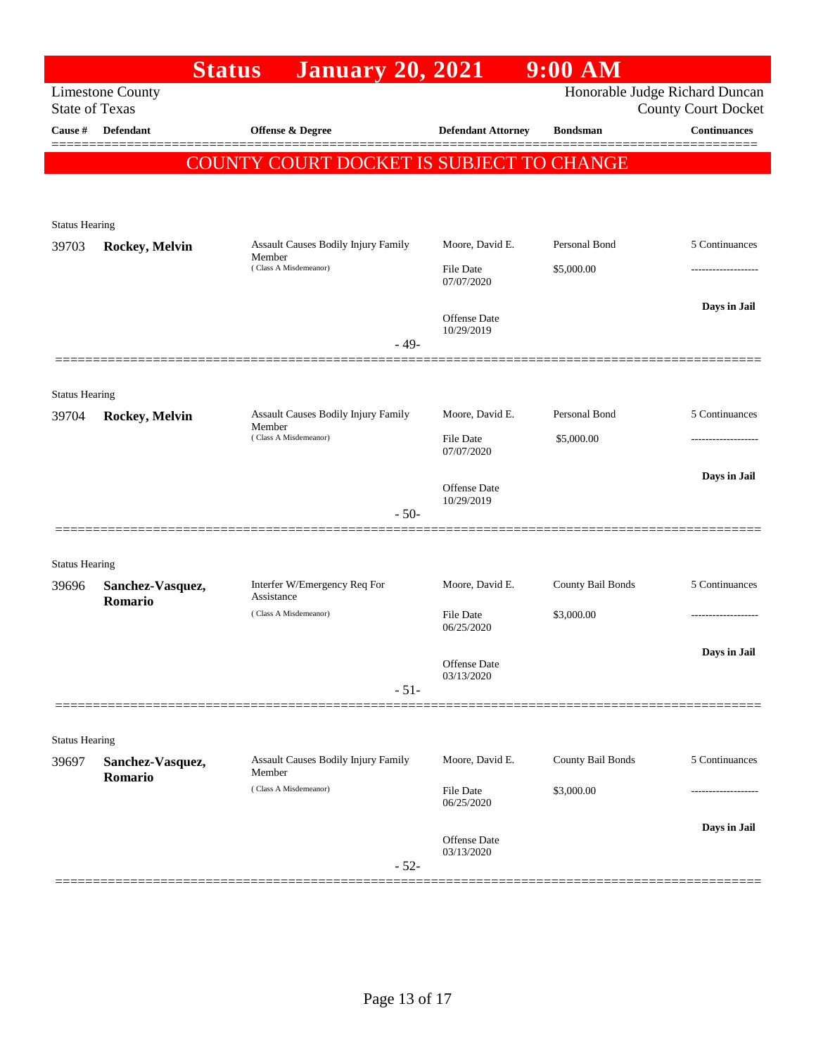# Status January 20, 2021 9:00 AM

Limestone County
State of Texas

Honorable Judge Richard Duncan
County Court Docket

**COUNTY COURT DOCKET IS SUBJECT TO CHANGE**

| Cause # | Defendant | Offense & Degree | Defendant Attorney | Bondsman | Continuances |
|---|---|---|---|---|---|
| Status Hearing | | | | | |
| 39703 | **Rockey, Melvin** | Assault Causes Bodily Injury Family Member (Class A Misdemeanor) | Moore, David E. | Personal Bond | 5 Continuances |
| | | | File Date 07/07/2020 | $5,000.00 | ------------------- |
| | | | Offense Date 10/29/2019 | | **Days in Jail** |
| | | - 49- | | | |
| Status Hearing | | | | | |
| 39704 | **Rockey, Melvin** | Assault Causes Bodily Injury Family Member (Class A Misdemeanor) | Moore, David E. | Personal Bond | 5 Continuances |
| | | | File Date 07/07/2020 | $5,000.00 | ------------------- |
| | | | Offense Date 10/29/2019 | | **Days in Jail** |
| | | - 50- | | | |
| Status Hearing | | | | | |
| 39696 | **Sanchez-Vasquez, Romario** | Interfer W/Emergency Req For Assistance (Class A Misdemeanor) | Moore, David E. | County Bail Bonds | 5 Continuances |
| | | | File Date 06/25/2020 | $3,000.00 | ------------------- |
| | | | Offense Date 03/13/2020 | | **Days in Jail** |
| | | - 51- | | | |
| Status Hearing | | | | | |
| 39697 | **Sanchez-Vasquez, Romario** | Assault Causes Bodily Injury Family Member (Class A Misdemeanor) | Moore, David E. | County Bail Bonds | 5 Continuances |
| | | | File Date 06/25/2020 | $3,000.00 | ------------------- |
| | | | Offense Date 03/13/2020 | | **Days in Jail** |
| | | - 52- | | | |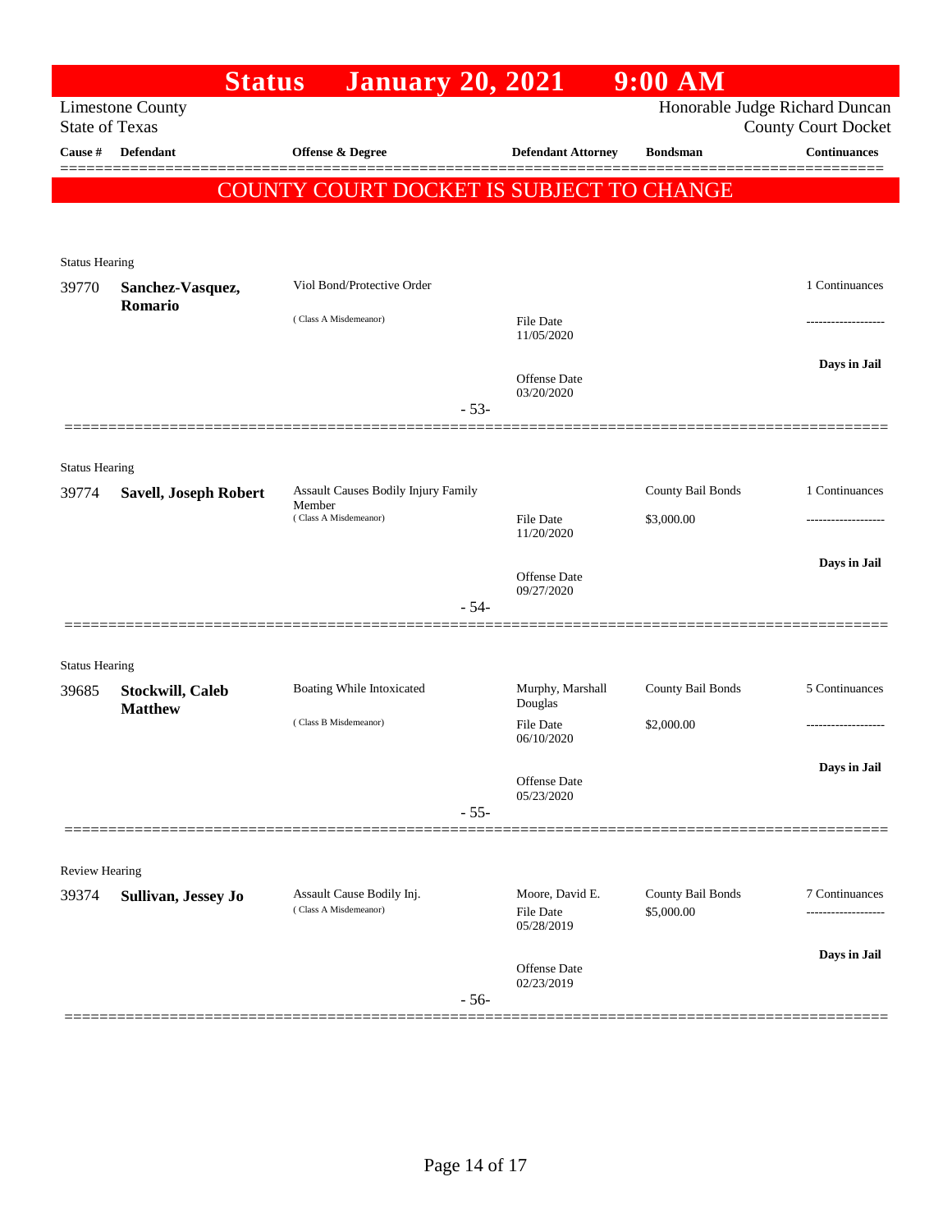# Status January 20, 2021 9:00 AM

Limestone County
State of Texas

Honorable Judge Richard Duncan
County Court Docket

**COUNTY COURT DOCKET IS SUBJECT TO CHANGE**

| Cause # | Defendant | Offense & Degree | Defendant Attorney | Bondsman | Continuances |
|---|---|---|---|---|---|
| Status Hearing | | | | | |
| 39770 | **Sanchez-Vasquez, Romario** | Viol Bond/Protective Order (Class A Misdemeanor) | File Date 11/05/2020<br>Offense Date 03/20/2020 | | 1 Continuances<br>-------------------<br>**Days in Jail** |
| | | | - 53- | | |
| Status Hearing | | | | | |
| 39774 | **Savell, Joseph Robert** | Assault Causes Bodily Injury Family Member (Class A Misdemeanor) | File Date 11/20/2020<br>Offense Date 09/27/2020 | County Bail Bonds<br>$3,000.00 | 1 Continuances<br>-------------------<br>**Days in Jail** |
| | | | - 54- | | |
| Status Hearing | | | | | |
| 39685 | **Stockwill, Caleb Matthew** | Boating While Intoxicated (Class B Misdemeanor) | Murphy, Marshall Douglas<br>File Date 06/10/2020<br>Offense Date 05/23/2020 | County Bail Bonds<br>$2,000.00 | 5 Continuances<br>-------------------<br>**Days in Jail** |
| | | | - 55- | | |
| Review Hearing | | | | | |
| 39374 | **Sullivan, Jessey Jo** | Assault Cause Bodily Inj. (Class A Misdemeanor) | Moore, David E.<br>File Date 05/28/2019<br>Offense Date 02/23/2019 | County Bail Bonds<br>$5,000.00 | 7 Continuances<br>-------------------<br>**Days in Jail** |
| | | | - 56- | | |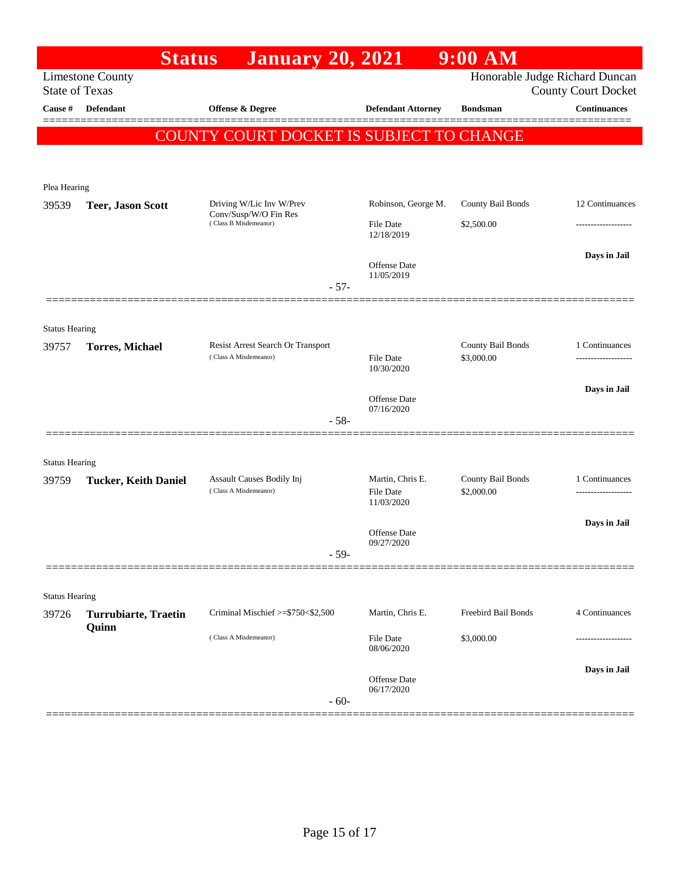# Status January 20, 2021 9:00 AM

Limestone County
State of Texas

Honorable Judge Richard Duncan
County Court Docket

| Cause # | Defendant | Offense & Degree | Defendant Attorney | Bondsman | Continuances |
|---|---|---|---|---|---|

**COUNTY COURT DOCKET IS SUBJECT TO CHANGE**

Plea Hearing

| Cause # | Defendant | Offense & Degree | Defendant Attorney | Bondsman | Continuances |
|---|---|---|---|---|---|
| 39539 | **Teer, Jason Scott** | Driving W/Lic Inv W/Prev Conv/Susp/W/O Fin Res (Class B Misdemeanor) | Robinson, George M. | County Bail Bonds | 12 Continuances |
| | | | File Date 12/18/2019 | $2,500.00 | ------------------- |
| | | | | | **Days in Jail** |
| | | | Offense Date 11/05/2019 | | |

- 57-

Status Hearing

| Cause # | Defendant | Offense & Degree | Defendant Attorney | Bondsman | Continuances |
|---|---|---|---|---|---|
| 39757 | **Torres, Michael** | Resist Arrest Search Or Transport (Class A Misdemeanor) | | County Bail Bonds | 1 Continuances |
| | | | File Date 10/30/2020 | $3,000.00 | ------------------- |
| | | | | | **Days in Jail** |
| | | | Offense Date 07/16/2020 | | |

- 58-

Status Hearing

| Cause # | Defendant | Offense & Degree | Defendant Attorney | Bondsman | Continuances |
|---|---|---|---|---|---|
| 39759 | **Tucker, Keith Daniel** | Assault Causes Bodily Inj (Class A Misdemeanor) | Martin, Chris E. | County Bail Bonds | 1 Continuances |
| | | | File Date 11/03/2020 | $2,000.00 | ------------------- |
| | | | | | **Days in Jail** |
| | | | Offense Date 09/27/2020 | | |

- 59-

Status Hearing

| Cause # | Defendant | Offense & Degree | Defendant Attorney | Bondsman | Continuances |
|---|---|---|---|---|---|
| 39726 | **Turrubiarte, Traetin Quinn** | Criminal Mischief >=$750<$2,500 (Class A Misdemeanor) | Martin, Chris E. | Freebird Bail Bonds | 4 Continuances |
| | | | File Date 08/06/2020 | $3,000.00 | ------------------- |
| | | | | | **Days in Jail** |
| | | | Offense Date 06/17/2020 | | |

- 60-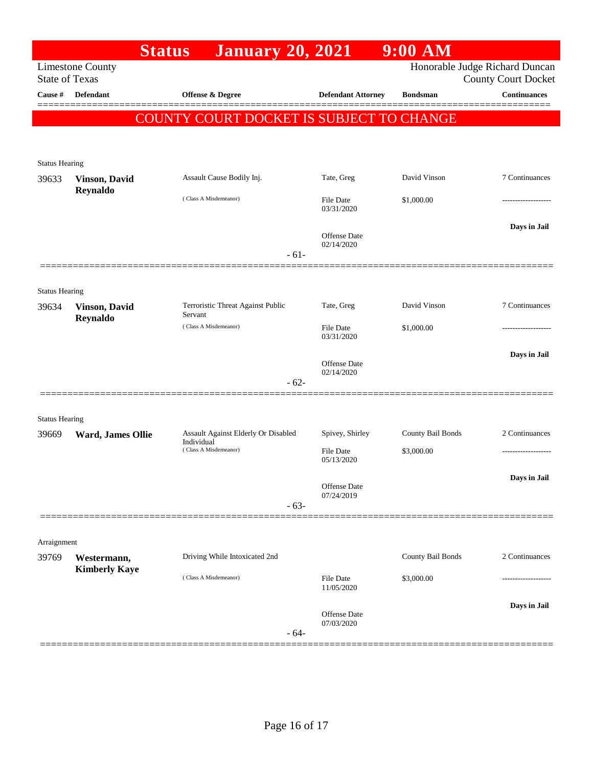# Status January 20, 2021 9:00 AM

Limestone County
State of Texas

Honorable Judge Richard Duncan
County Court Docket

**COUNTY COURT DOCKET IS SUBJECT TO CHANGE**

| Cause # | Defendant | Offense & Degree | Defendant Attorney | Bondsman | Continuances |
|---|---|---|---|---|---|
| **Status Hearing** | | | | | |
| 39633 | **Vinson, David Reynaldo** | Assault Cause Bodily Inj. (Class A Misdemeanor) | Tate, Greg<br>File Date 03/31/2020<br>Offense Date 02/14/2020 | David Vinson<br>$1,000.00 | 7 Continuances<br>-------------------<br>**Days in Jail** |
| | | - 61- | | | |
| **Status Hearing** | | | | | |
| 39634 | **Vinson, David Reynaldo** | Terroristic Threat Against Public Servant (Class A Misdemeanor) | Tate, Greg<br>File Date 03/31/2020<br>Offense Date 02/14/2020 | David Vinson<br>$1,000.00 | 7 Continuances<br>-------------------<br>**Days in Jail** |
| | | - 62- | | | |
| **Status Hearing** | | | | | |
| 39669 | **Ward, James Ollie** | Assault Against Elderly Or Disabled Individual (Class A Misdemeanor) | Spivey, Shirley<br>File Date 05/13/2020<br>Offense Date 07/24/2019 | County Bail Bonds<br>$3,000.00 | 2 Continuances<br>-------------------<br>**Days in Jail** |
| | | - 63- | | | |
| **Arraignment** | | | | | |
| 39769 | **Westermann, Kimberly Kaye** | Driving While Intoxicated 2nd (Class A Misdemeanor) | File Date 11/05/2020<br>Offense Date 07/03/2020 | County Bail Bonds<br>$3,000.00 | 2 Continuances<br>-------------------<br>**Days in Jail** |
| | | - 64- | | | |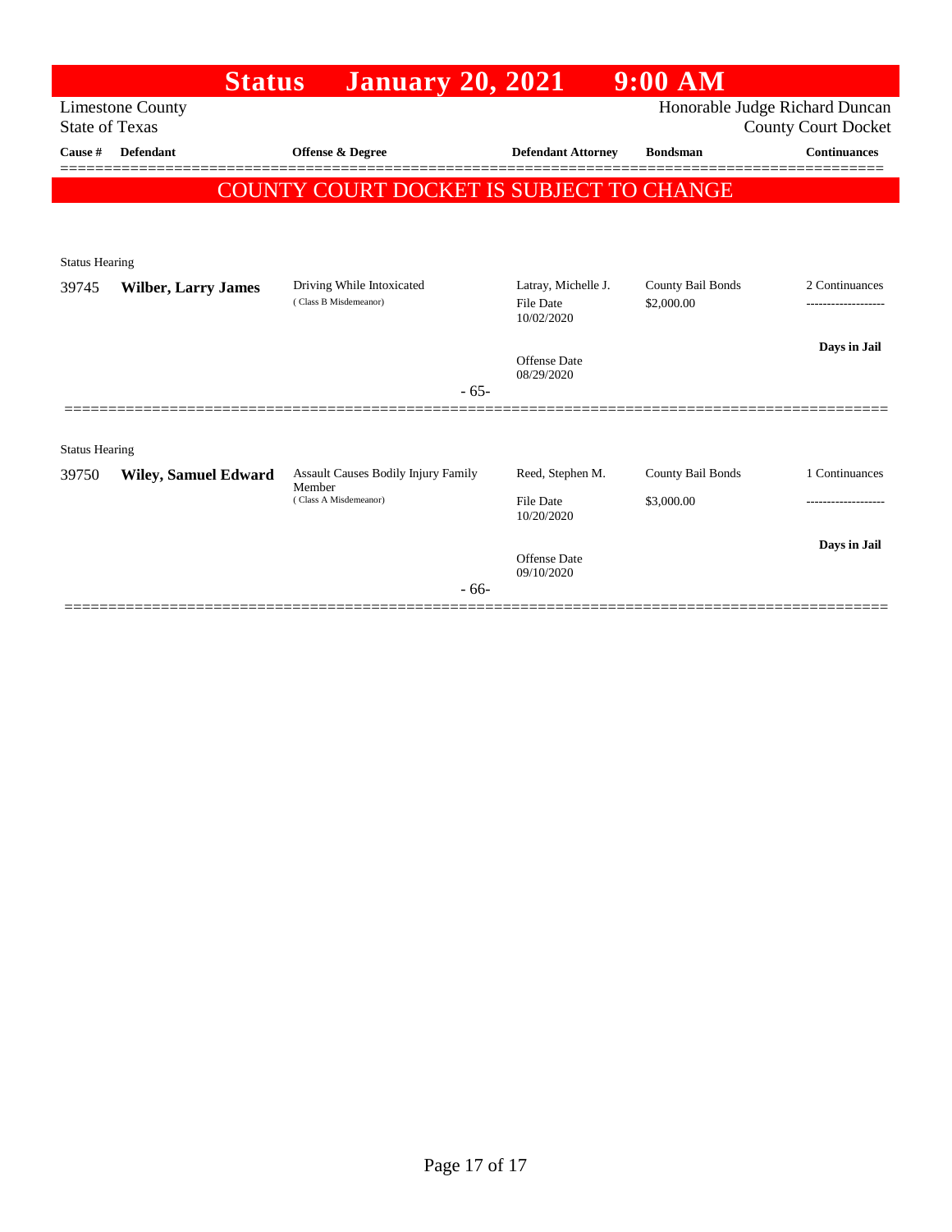# Status January 20, 2021 9:00 AM

Limestone County
State of Texas

Honorable Judge Richard Duncan
County Court Docket

| Cause # | Defendant | Offense & Degree | Defendant Attorney | Bondsman | Continuances |
|---|---|---|---|---|---|

**COUNTY COURT DOCKET IS SUBJECT TO CHANGE**

Status Hearing

| Cause # | Defendant | Offense & Degree | Defendant Attorney | Bondsman | Continuances |
|---|---|---|---|---|---|
| 39745 | **Wilber, Larry James** | Driving While Intoxicated (Class B Misdemeanor) | Latray, Michelle J. File Date 10/02/2020 Offense Date 08/29/2020 | County Bail Bonds $2,000.00 | 2 Continuances ------------------- **Days in Jail** |

- 65-

Status Hearing

| Cause # | Defendant | Offense & Degree | Defendant Attorney | Bondsman | Continuances |
|---|---|---|---|---|---|
| 39750 | **Wiley, Samuel Edward** | Assault Causes Bodily Injury Family Member (Class A Misdemeanor) | Reed, Stephen M. File Date 10/20/2020 Offense Date 09/10/2020 | County Bail Bonds $3,000.00 | 1 Continuances ------------------- **Days in Jail** |

- 66-